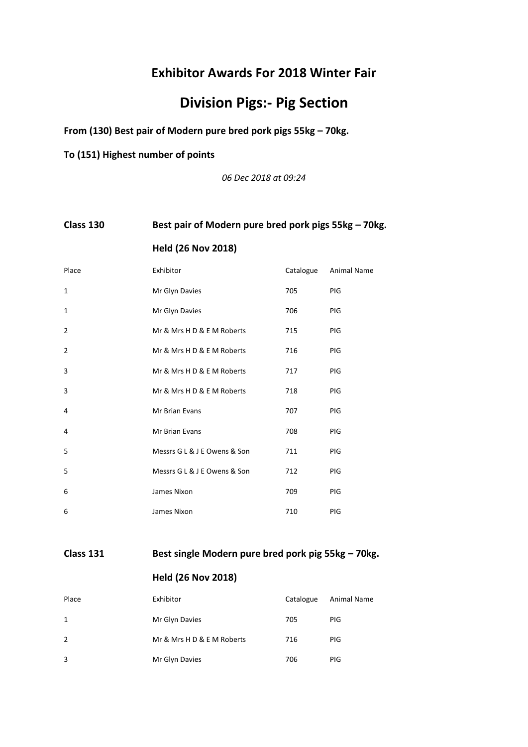## Exhibitor Awards For 2018 Winter Fair

# Division Pigs:- Pig Section

**From (130) Best pair of Modern pure bred pork pigs 55kg – 70kg.**

**To (151) Highest number of points**

*06 Dec 2018 at 09:24*

### Class 130 Best pair of Modern pure bred pork pigs 55kg – 70kg.

**Held (26 Nov 2018)**

| Place | Exhibitor | Catalogue | Animal Name |
|---|---|---|---|
| 1 | Mr Glyn Davies | 705 | PIG |
| 1 | Mr Glyn Davies | 706 | PIG |
| 2 | Mr & Mrs H D & E M Roberts | 715 | PIG |
| 2 | Mr & Mrs H D & E M Roberts | 716 | PIG |
| 3 | Mr & Mrs H D & E M Roberts | 717 | PIG |
| 3 | Mr & Mrs H D & E M Roberts | 718 | PIG |
| 4 | Mr Brian Evans | 707 | PIG |
| 4 | Mr Brian Evans | 708 | PIG |
| 5 | Messrs G L & J E Owens & Son | 711 | PIG |
| 5 | Messrs G L & J E Owens & Son | 712 | PIG |
| 6 | James Nixon | 709 | PIG |
| 6 | James Nixon | 710 | PIG |

### Class 131 Best single Modern pure bred pork pig 55kg – 70kg.

**Held (26 Nov 2018)**

| Place | Exhibitor | Catalogue | Animal Name |
|---|---|---|---|
| 1 | Mr Glyn Davies | 705 | PIG |
| 2 | Mr & Mrs H D & E M Roberts | 716 | PIG |
| 3 | Mr Glyn Davies | 706 | PIG |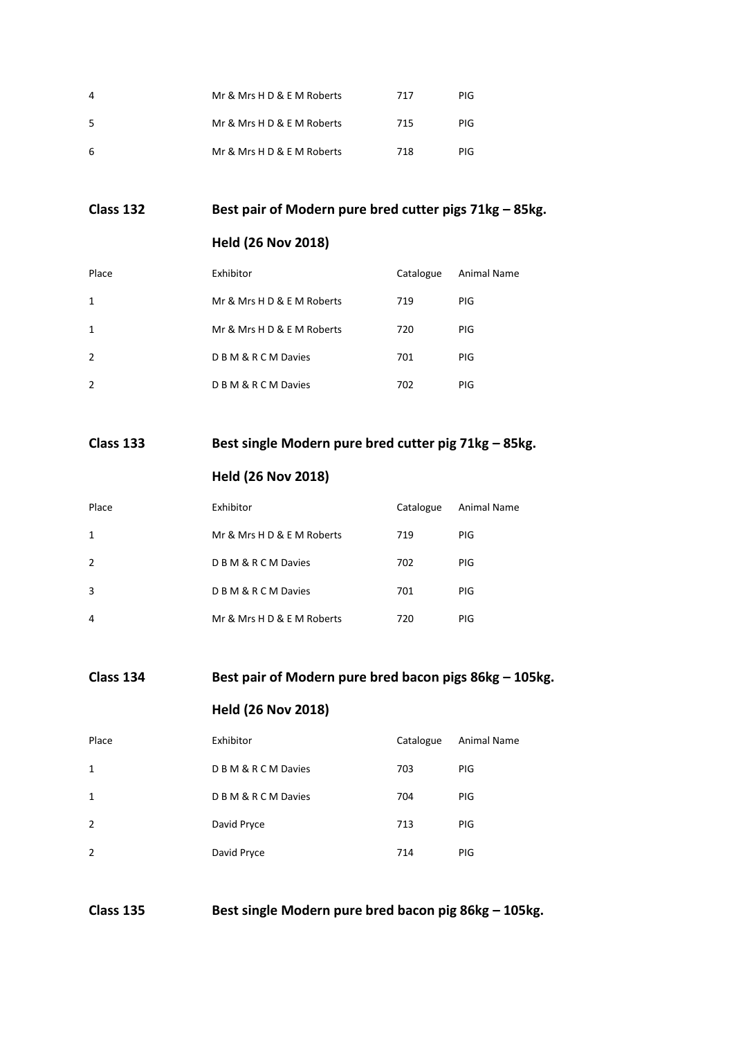| | | | |
|---|---|---|---|
| 4 | Mr & Mrs H D & E M Roberts | 717 | PIG |
| 5 | Mr & Mrs H D & E M Roberts | 715 | PIG |
| 6 | Mr & Mrs H D & E M Roberts | 718 | PIG |

## Class 132 Best pair of Modern pure bred cutter pigs 71kg – 85kg.

**Held (26 Nov 2018)**

| Place | Exhibitor | Catalogue | Animal Name |
|---|---|---|---|
| 1 | Mr & Mrs H D & E M Roberts | 719 | PIG |
| 1 | Mr & Mrs H D & E M Roberts | 720 | PIG |
| 2 | D B M & R C M Davies | 701 | PIG |
| 2 | D B M & R C M Davies | 702 | PIG |

## Class 133 Best single Modern pure bred cutter pig 71kg – 85kg.

**Held (26 Nov 2018)**

| Place | Exhibitor | Catalogue | Animal Name |
|---|---|---|---|
| 1 | Mr & Mrs H D & E M Roberts | 719 | PIG |
| 2 | D B M & R C M Davies | 702 | PIG |
| 3 | D B M & R C M Davies | 701 | PIG |
| 4 | Mr & Mrs H D & E M Roberts | 720 | PIG |

## Class 134 Best pair of Modern pure bred bacon pigs 86kg – 105kg.

**Held (26 Nov 2018)**

| Place | Exhibitor | Catalogue | Animal Name |
|---|---|---|---|
| 1 | D B M & R C M Davies | 703 | PIG |
| 1 | D B M & R C M Davies | 704 | PIG |
| 2 | David Pryce | 713 | PIG |
| 2 | David Pryce | 714 | PIG |

## Class 135 Best single Modern pure bred bacon pig 86kg – 105kg.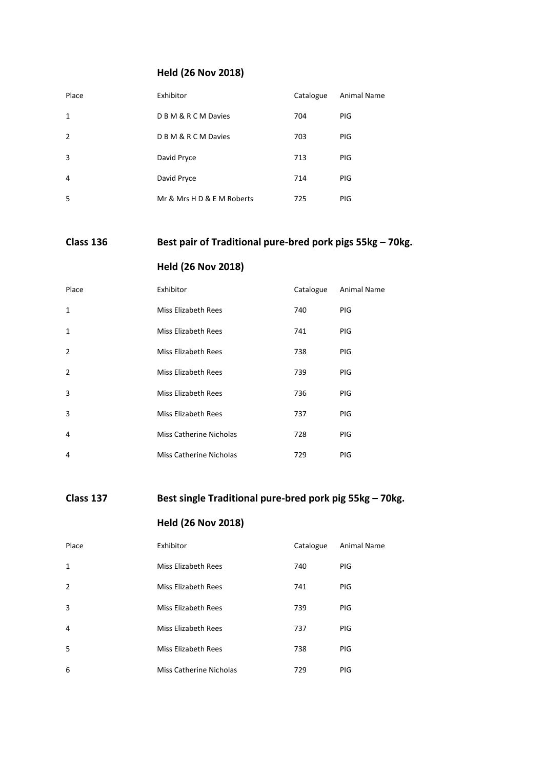## Held (26 Nov 2018)

| Place | Exhibitor | Catalogue | Animal Name |
|---|---|---|---|
| 1 | D B M & R C M Davies | 704 | PIG |
| 2 | D B M & R C M Davies | 703 | PIG |
| 3 | David Pryce | 713 | PIG |
| 4 | David Pryce | 714 | PIG |
| 5 | Mr & Mrs H D & E M Roberts | 725 | PIG |

## Class 136 Best pair of Traditional pure-bred pork pigs 55kg – 70kg.

## Held (26 Nov 2018)

| Place | Exhibitor | Catalogue | Animal Name |
|---|---|---|---|
| 1 | Miss Elizabeth Rees | 740 | PIG |
| 1 | Miss Elizabeth Rees | 741 | PIG |
| 2 | Miss Elizabeth Rees | 738 | PIG |
| 2 | Miss Elizabeth Rees | 739 | PIG |
| 3 | Miss Elizabeth Rees | 736 | PIG |
| 3 | Miss Elizabeth Rees | 737 | PIG |
| 4 | Miss Catherine Nicholas | 728 | PIG |
| 4 | Miss Catherine Nicholas | 729 | PIG |

## Class 137 Best single Traditional pure-bred pork pig 55kg – 70kg.

## Held (26 Nov 2018)

| Place | Exhibitor | Catalogue | Animal Name |
|---|---|---|---|
| 1 | Miss Elizabeth Rees | 740 | PIG |
| 2 | Miss Elizabeth Rees | 741 | PIG |
| 3 | Miss Elizabeth Rees | 739 | PIG |
| 4 | Miss Elizabeth Rees | 737 | PIG |
| 5 | Miss Elizabeth Rees | 738 | PIG |
| 6 | Miss Catherine Nicholas | 729 | PIG |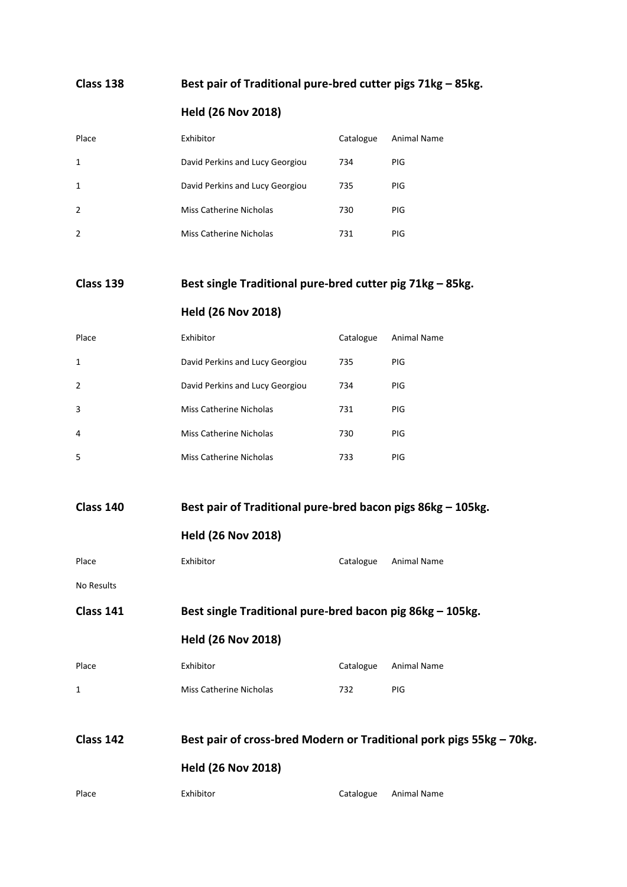**Class 138** **Best pair of Traditional pure-bred cutter pigs 71kg – 85kg.**

**Held (26 Nov 2018)**

| Place | Exhibitor | Catalogue | Animal Name |
|---|---|---|---|
| 1 | David Perkins and Lucy Georgiou | 734 | PIG |
| 1 | David Perkins and Lucy Georgiou | 735 | PIG |
| 2 | Miss Catherine Nicholas | 730 | PIG |
| 2 | Miss Catherine Nicholas | 731 | PIG |

**Class 139** **Best single Traditional pure-bred cutter pig 71kg – 85kg.**

**Held (26 Nov 2018)**

| Place | Exhibitor | Catalogue | Animal Name |
|---|---|---|---|
| 1 | David Perkins and Lucy Georgiou | 735 | PIG |
| 2 | David Perkins and Lucy Georgiou | 734 | PIG |
| 3 | Miss Catherine Nicholas | 731 | PIG |
| 4 | Miss Catherine Nicholas | 730 | PIG |
| 5 | Miss Catherine Nicholas | 733 | PIG |

**Class 140** **Best pair of Traditional pure-bred bacon pigs 86kg – 105kg.**

**Held (26 Nov 2018)**

| Place | Exhibitor | Catalogue | Animal Name |
|---|---|---|---|

No Results

**Class 141** **Best single Traditional pure-bred bacon pig 86kg – 105kg.**

**Held (26 Nov 2018)**

| Place | Exhibitor | Catalogue | Animal Name |
|---|---|---|---|
| 1 | Miss Catherine Nicholas | 732 | PIG |

**Class 142** **Best pair of cross-bred Modern or Traditional pork pigs 55kg – 70kg.**

**Held (26 Nov 2018)**

| Place | Exhibitor | Catalogue | Animal Name |
|---|---|---|---|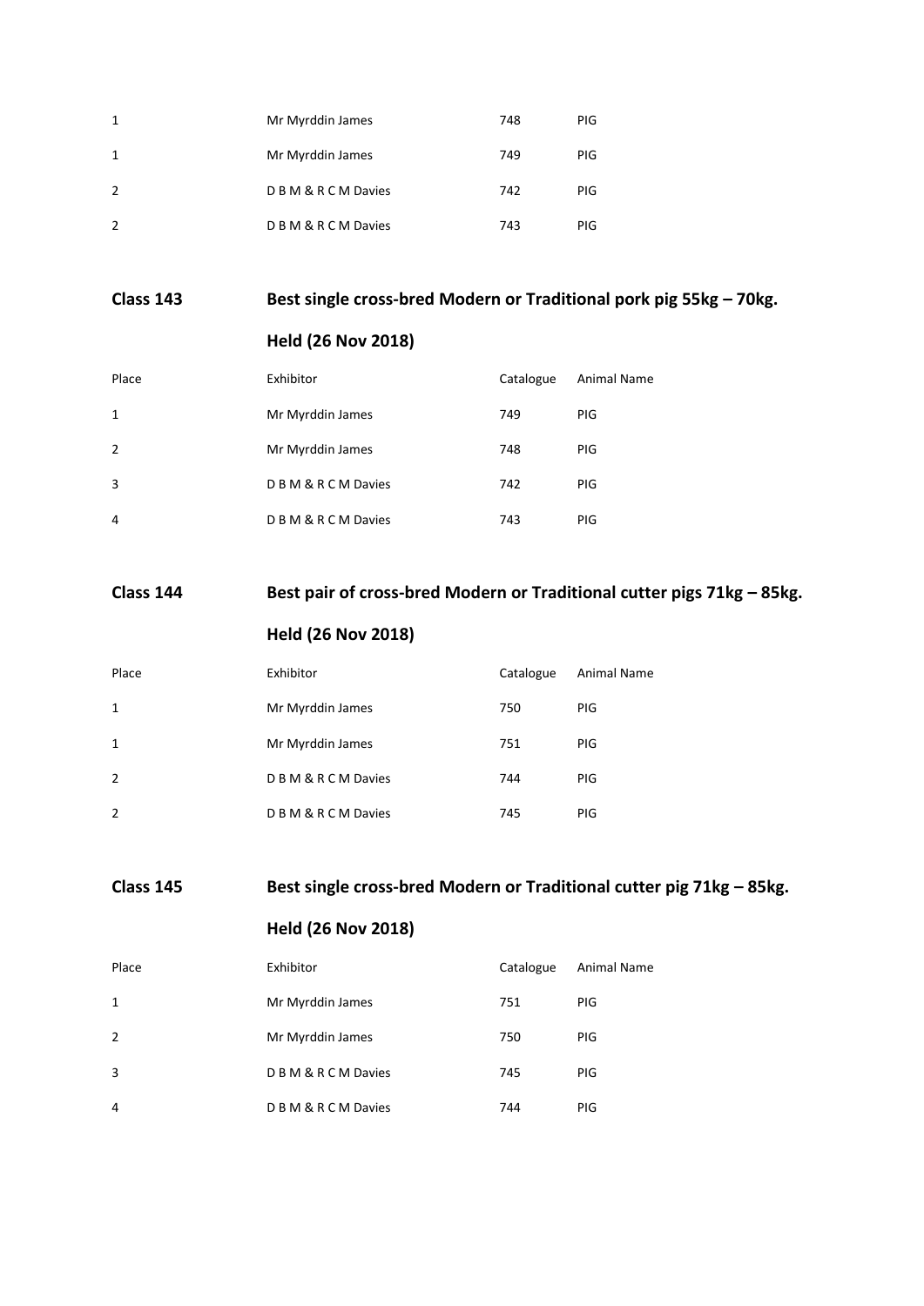| Place | Exhibitor | Catalogue | Animal Name |
|---|---|---|---|
| 1 | Mr Myrddin James | 748 | PIG |
| 1 | Mr Myrddin James | 749 | PIG |
| 2 | D B M & R C M Davies | 742 | PIG |
| 2 | D B M & R C M Davies | 743 | PIG |

## Class 143 Best single cross-bred Modern or Traditional pork pig 55kg – 70kg.

**Held (26 Nov 2018)**

| Place | Exhibitor | Catalogue | Animal Name |
|---|---|---|---|
| 1 | Mr Myrddin James | 749 | PIG |
| 2 | Mr Myrddin James | 748 | PIG |
| 3 | D B M & R C M Davies | 742 | PIG |
| 4 | D B M & R C M Davies | 743 | PIG |

## Class 144 Best pair of cross-bred Modern or Traditional cutter pigs 71kg – 85kg.

**Held (26 Nov 2018)**

| Place | Exhibitor | Catalogue | Animal Name |
|---|---|---|---|
| 1 | Mr Myrddin James | 750 | PIG |
| 1 | Mr Myrddin James | 751 | PIG |
| 2 | D B M & R C M Davies | 744 | PIG |
| 2 | D B M & R C M Davies | 745 | PIG |

## Class 145 Best single cross-bred Modern or Traditional cutter pig 71kg – 85kg.

**Held (26 Nov 2018)**

| Place | Exhibitor | Catalogue | Animal Name |
|---|---|---|---|
| 1 | Mr Myrddin James | 751 | PIG |
| 2 | Mr Myrddin James | 750 | PIG |
| 3 | D B M & R C M Davies | 745 | PIG |
| 4 | D B M & R C M Davies | 744 | PIG |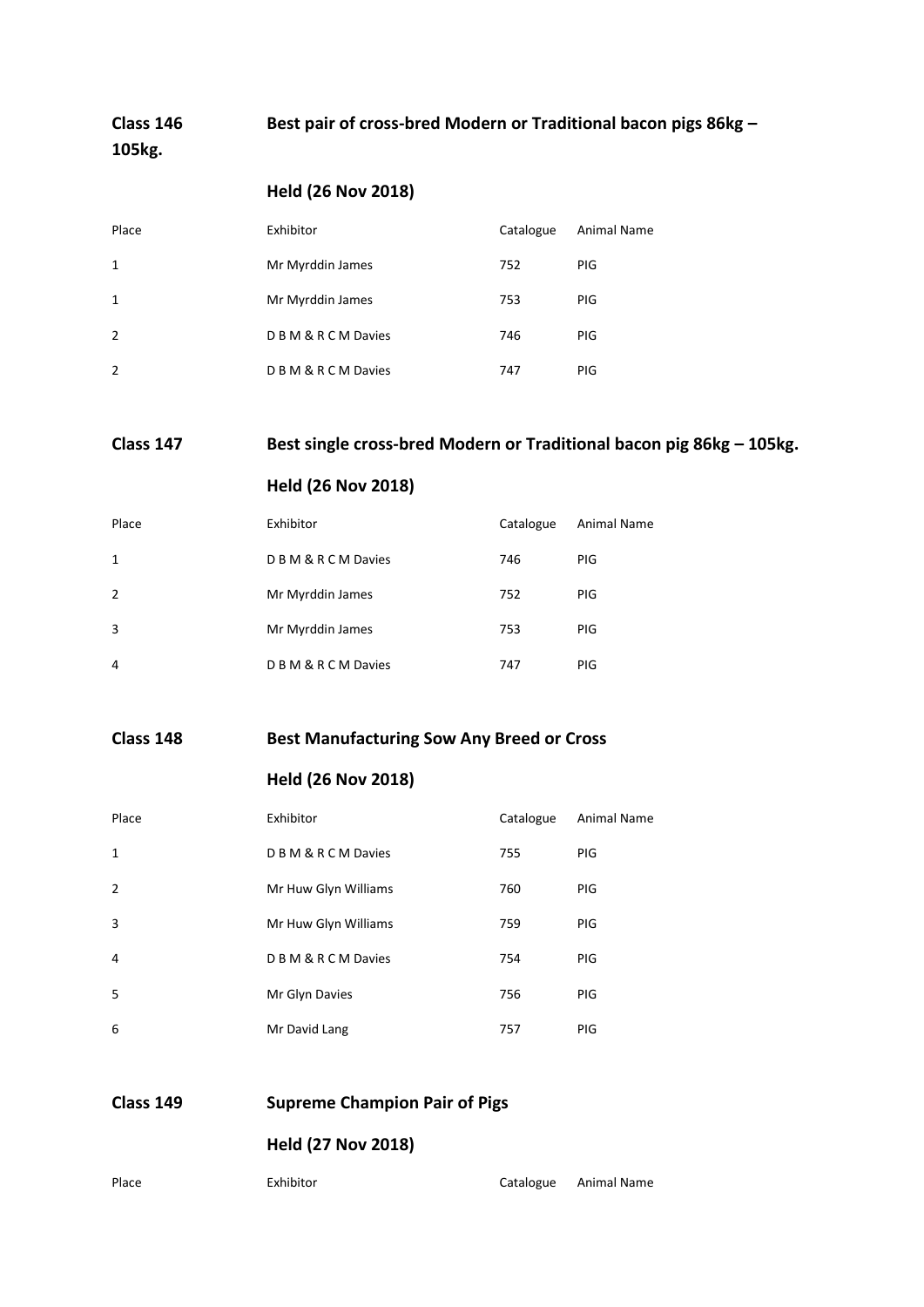**Class 146 Best pair of cross-bred Modern or Traditional bacon pigs 86kg – 105kg.**

**Held (26 Nov 2018)**

| Place | Exhibitor | Catalogue | Animal Name |
|---|---|---|---|
| 1 | Mr Myrddin James | 752 | PIG |
| 1 | Mr Myrddin James | 753 | PIG |
| 2 | D B M & R C M Davies | 746 | PIG |
| 2 | D B M & R C M Davies | 747 | PIG |

**Class 147 Best single cross-bred Modern or Traditional bacon pig 86kg – 105kg.**

**Held (26 Nov 2018)**

| Place | Exhibitor | Catalogue | Animal Name |
|---|---|---|---|
| 1 | D B M & R C M Davies | 746 | PIG |
| 2 | Mr Myrddin James | 752 | PIG |
| 3 | Mr Myrddin James | 753 | PIG |
| 4 | D B M & R C M Davies | 747 | PIG |

**Class 148 Best Manufacturing Sow Any Breed or Cross**

**Held (26 Nov 2018)**

| Place | Exhibitor | Catalogue | Animal Name |
|---|---|---|---|
| 1 | D B M & R C M Davies | 755 | PIG |
| 2 | Mr Huw Glyn Williams | 760 | PIG |
| 3 | Mr Huw Glyn Williams | 759 | PIG |
| 4 | D B M & R C M Davies | 754 | PIG |
| 5 | Mr Glyn Davies | 756 | PIG |
| 6 | Mr David Lang | 757 | PIG |

**Class 149 Supreme Champion Pair of Pigs**

**Held (27 Nov 2018)**

| Place | Exhibitor | Catalogue | Animal Name |
|---|---|---|---|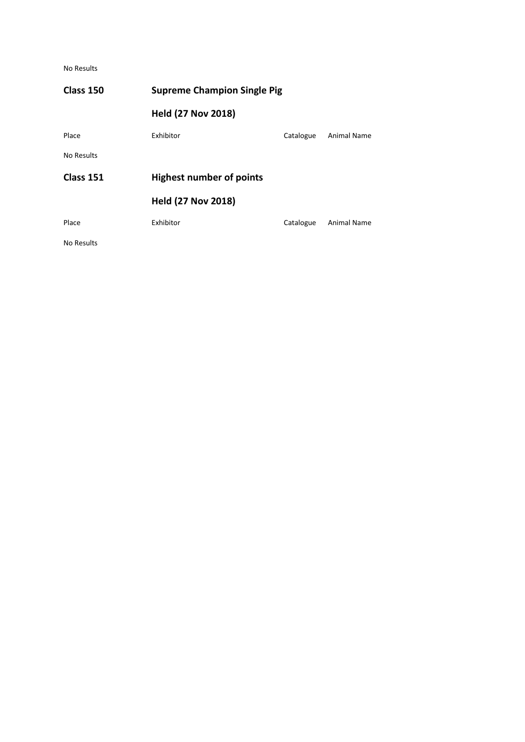No Results

## Class 150 Supreme Champion Single Pig

### Held (27 Nov 2018)

| Place | Exhibitor | Catalogue | Animal Name |
| --- | --- | --- | --- |

No Results

## Class 151 Highest number of points

### Held (27 Nov 2018)

| Place | Exhibitor | Catalogue | Animal Name |
| --- | --- | --- | --- |

No Results